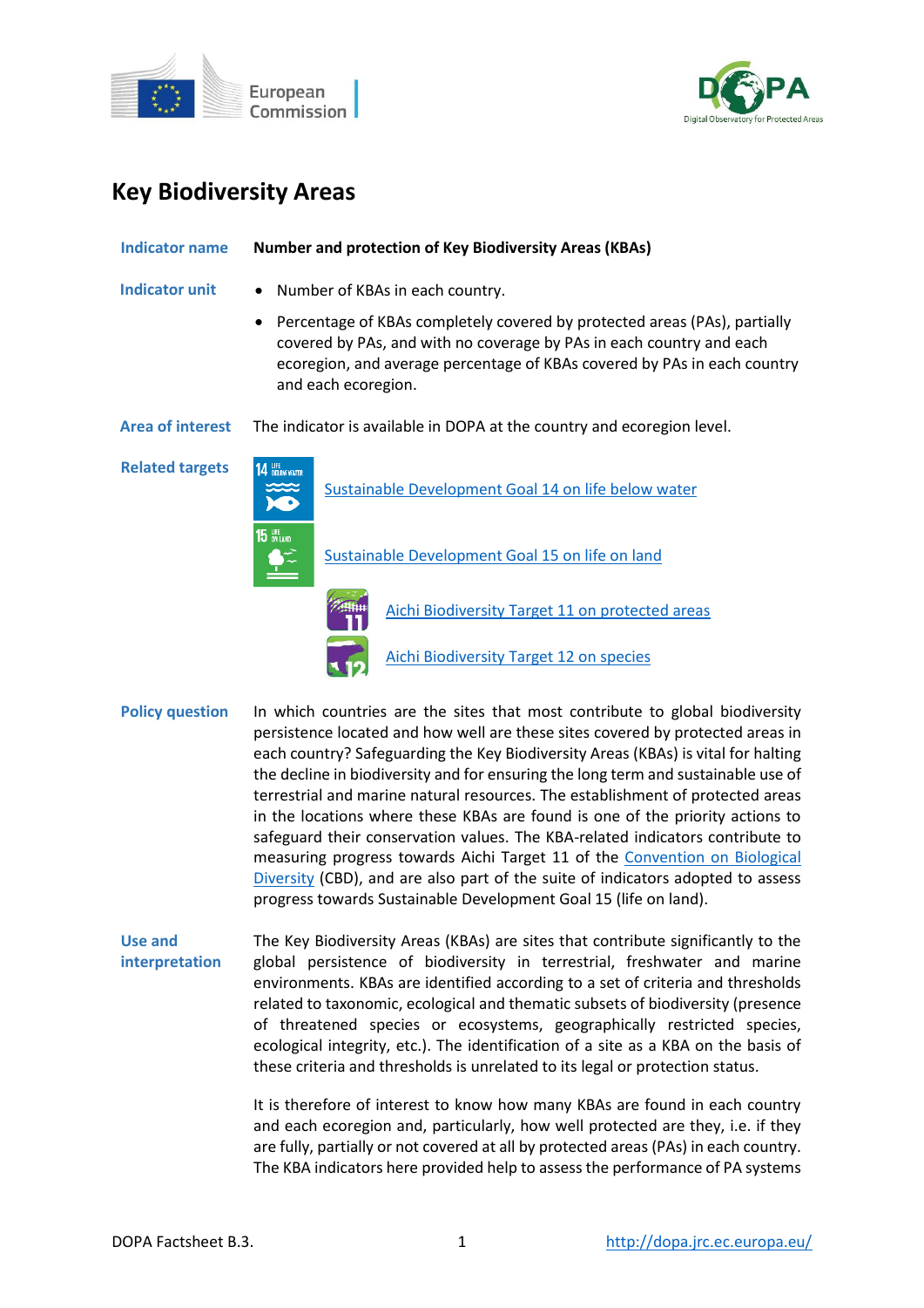# Key Biodiversity Areas

**Indicator name** Number and protection of Key Biodiversity Areas (KBAs)

**Indicator unit**

- Number of KBAs in each country.
- Percentage of KBAs completely covered by protected areas (PAs), partially covered by PAs, and with no coverage by PAs in each country and each ecoregion, and average percentage of KBAs covered by PAs in each country and each ecoregion.

**Area of interest** The indicator is available in DOPA at the country and ecoregion level.

**Related targets**

Sustainable Development Goal 14 on life below water

Sustainable Development Goal 15 on life on land

Aichi Biodiversity Target 11 on protected areas

Aichi Biodiversity Target 12 on species

**Policy question** In which countries are the sites that most contribute to global biodiversity persistence located and how well are these sites covered by protected areas in each country? Safeguarding the Key Biodiversity Areas (KBAs) is vital for halting the decline in biodiversity and for ensuring the long term and sustainable use of terrestrial and marine natural resources. The establishment of protected areas in the locations where these KBAs are found is one of the priority actions to safeguard their conservation values. The KBA-related indicators contribute to measuring progress towards Aichi Target 11 of the Convention on Biological Diversity (CBD), and are also part of the suite of indicators adopted to assess progress towards Sustainable Development Goal 15 (life on land).

**Use and interpretation** The Key Biodiversity Areas (KBAs) are sites that contribute significantly to the global persistence of biodiversity in terrestrial, freshwater and marine environments. KBAs are identified according to a set of criteria and thresholds related to taxonomic, ecological and thematic subsets of biodiversity (presence of threatened species or ecosystems, geographically restricted species, ecological integrity, etc.). The identification of a site as a KBA on the basis of these criteria and thresholds is unrelated to its legal or protection status.

It is therefore of interest to know how many KBAs are found in each country and each ecoregion and, particularly, how well protected are they, i.e. if they are fully, partially or not covered at all by protected areas (PAs) in each country. The KBA indicators here provided help to assess the performance of PA systems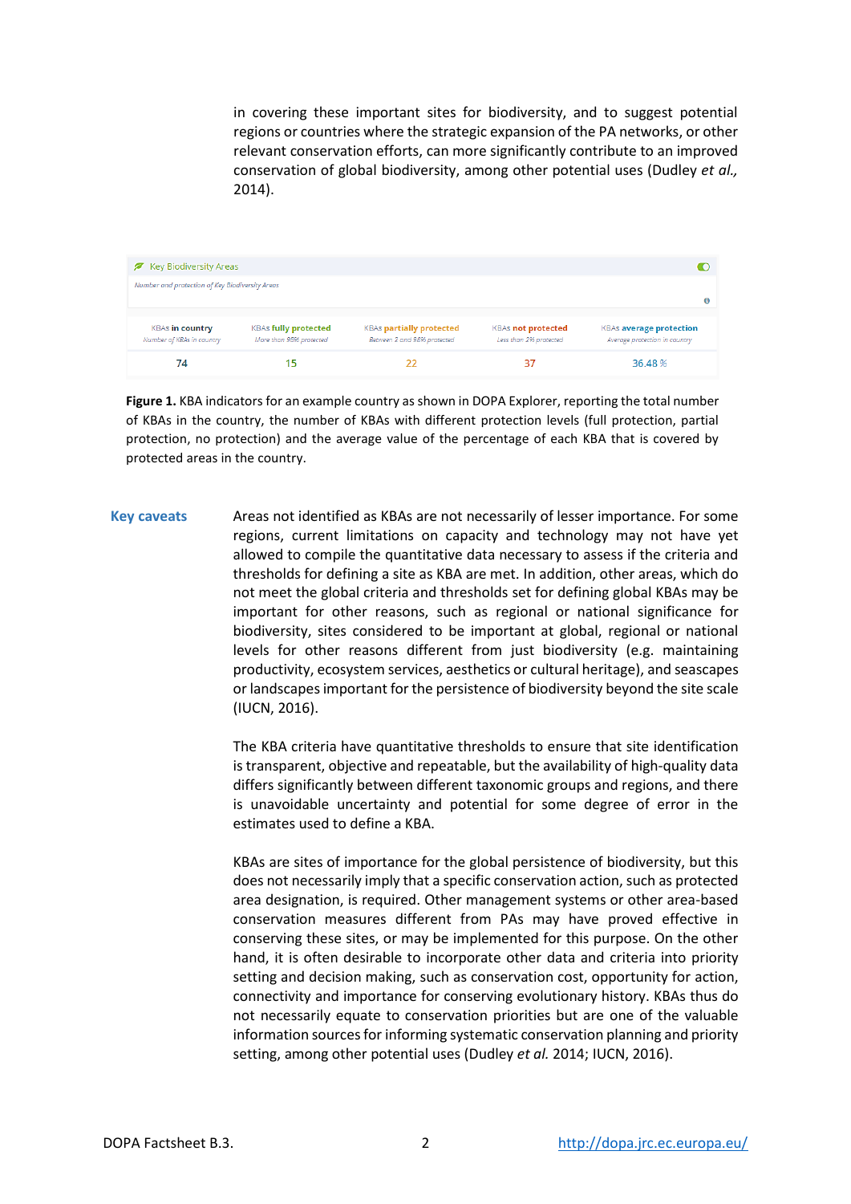in covering these important sites for biodiversity, and to suggest potential regions or countries where the strategic expansion of the PA networks, or other relevant conservation efforts, can more significantly contribute to an improved conservation of global biodiversity, among other potential uses (Dudley *et al.,* 2014).

Key Biodiversity Areas

*Number and protection of Key Biodiversity Areas*

| KBAs **in country** *Number of KBAs in country* | KBAs **fully protected** *More than 98% protected* | KBAs **partially protected** *Between 2 and 98% protected* | KBAs **not protected** *Less than 2% protected* | KBAs **average protection** *Average protection in country* |
|---|---|---|---|---|
| 74 | 15 | 22 | 37 | 36.48 % |

**Figure 1.** KBA indicators for an example country as shown in DOPA Explorer, reporting the total number of KBAs in the country, the number of KBAs with different protection levels (full protection, partial protection, no protection) and the average value of the percentage of each KBA that is covered by protected areas in the country.

## Key caveats

Areas not identified as KBAs are not necessarily of lesser importance. For some regions, current limitations on capacity and technology may not have yet allowed to compile the quantitative data necessary to assess if the criteria and thresholds for defining a site as KBA are met. In addition, other areas, which do not meet the global criteria and thresholds set for defining global KBAs may be important for other reasons, such as regional or national significance for biodiversity, sites considered to be important at global, regional or national levels for other reasons different from just biodiversity (e.g. maintaining productivity, ecosystem services, aesthetics or cultural heritage), and seascapes or landscapes important for the persistence of biodiversity beyond the site scale (IUCN, 2016).

The KBA criteria have quantitative thresholds to ensure that site identification is transparent, objective and repeatable, but the availability of high-quality data differs significantly between different taxonomic groups and regions, and there is unavoidable uncertainty and potential for some degree of error in the estimates used to define a KBA.

KBAs are sites of importance for the global persistence of biodiversity, but this does not necessarily imply that a specific conservation action, such as protected area designation, is required. Other management systems or other area-based conservation measures different from PAs may have proved effective in conserving these sites, or may be implemented for this purpose. On the other hand, it is often desirable to incorporate other data and criteria into priority setting and decision making, such as conservation cost, opportunity for action, connectivity and importance for conserving evolutionary history. KBAs thus do not necessarily equate to conservation priorities but are one of the valuable information sources for informing systematic conservation planning and priority setting, among other potential uses (Dudley *et al.* 2014; IUCN, 2016).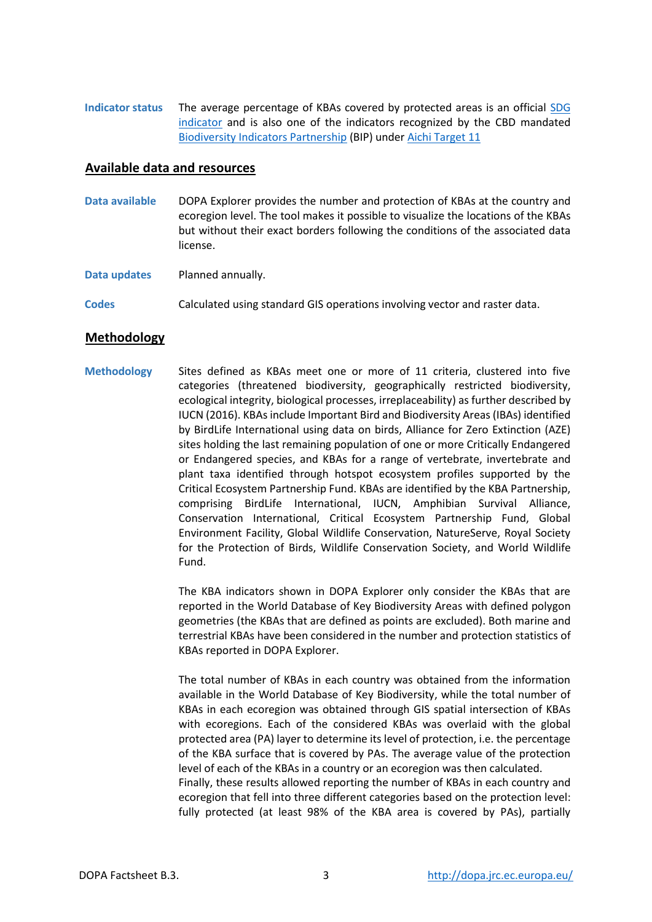**Indicator status** The average percentage of KBAs covered by protected areas is an official SDG indicator and is also one of the indicators recognized by the CBD mandated Biodiversity Indicators Partnership (BIP) under Aichi Target 11

## Available data and resources

**Data available** DOPA Explorer provides the number and protection of KBAs at the country and ecoregion level. The tool makes it possible to visualize the locations of the KBAs but without their exact borders following the conditions of the associated data license.

**Data updates** Planned annually.

**Codes** Calculated using standard GIS operations involving vector and raster data.

## Methodology

**Methodology** Sites defined as KBAs meet one or more of 11 criteria, clustered into five categories (threatened biodiversity, geographically restricted biodiversity, ecological integrity, biological processes, irreplaceability) as further described by IUCN (2016). KBAs include Important Bird and Biodiversity Areas (IBAs) identified by BirdLife International using data on birds, Alliance for Zero Extinction (AZE) sites holding the last remaining population of one or more Critically Endangered or Endangered species, and KBAs for a range of vertebrate, invertebrate and plant taxa identified through hotspot ecosystem profiles supported by the Critical Ecosystem Partnership Fund. KBAs are identified by the KBA Partnership, comprising BirdLife International, IUCN, Amphibian Survival Alliance, Conservation International, Critical Ecosystem Partnership Fund, Global Environment Facility, Global Wildlife Conservation, NatureServe, Royal Society for the Protection of Birds, Wildlife Conservation Society, and World Wildlife Fund.

The KBA indicators shown in DOPA Explorer only consider the KBAs that are reported in the World Database of Key Biodiversity Areas with defined polygon geometries (the KBAs that are defined as points are excluded). Both marine and terrestrial KBAs have been considered in the number and protection statistics of KBAs reported in DOPA Explorer.

The total number of KBAs in each country was obtained from the information available in the World Database of Key Biodiversity, while the total number of KBAs in each ecoregion was obtained through GIS spatial intersection of KBAs with ecoregions. Each of the considered KBAs was overlaid with the global protected area (PA) layer to determine its level of protection, i.e. the percentage of the KBA surface that is covered by PAs. The average value of the protection level of each of the KBAs in a country or an ecoregion was then calculated.
Finally, these results allowed reporting the number of KBAs in each country and ecoregion that fell into three different categories based on the protection level: fully protected (at least 98% of the KBA area is covered by PAs), partially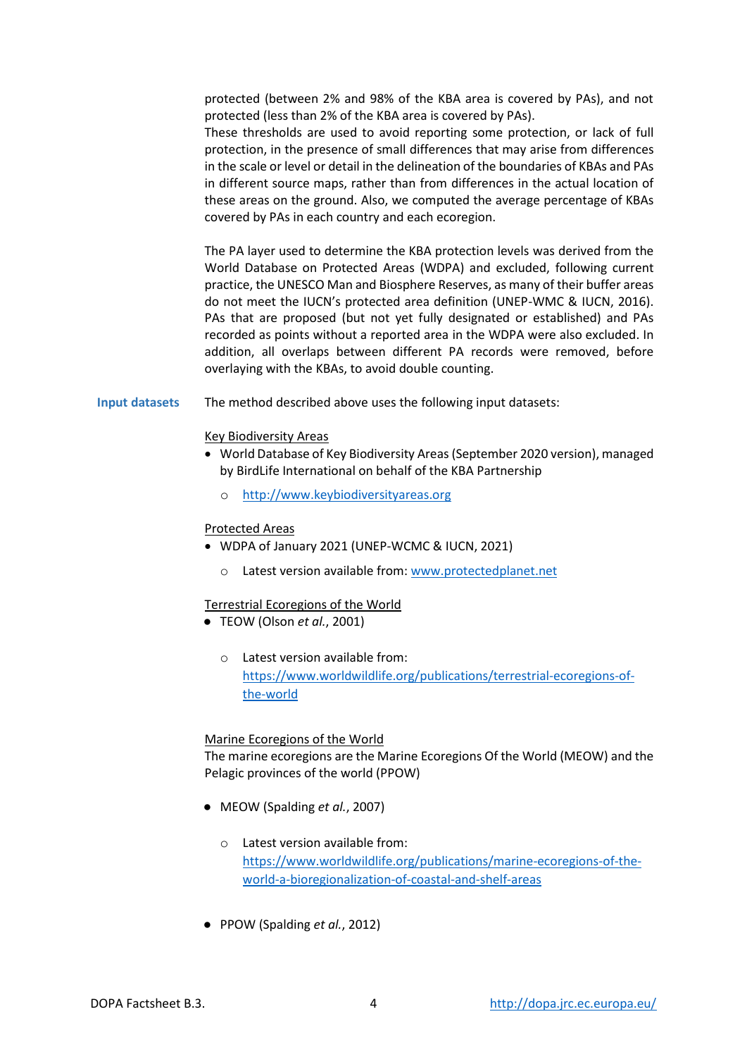protected (between 2% and 98% of the KBA area is covered by PAs), and not protected (less than 2% of the KBA area is covered by PAs).
These thresholds are used to avoid reporting some protection, or lack of full protection, in the presence of small differences that may arise from differences in the scale or level or detail in the delineation of the boundaries of KBAs and PAs in different source maps, rather than from differences in the actual location of these areas on the ground. Also, we computed the average percentage of KBAs covered by PAs in each country and each ecoregion.

The PA layer used to determine the KBA protection levels was derived from the World Database on Protected Areas (WDPA) and excluded, following current practice, the UNESCO Man and Biosphere Reserves, as many of their buffer areas do not meet the IUCN's protected area definition (UNEP-WMC & IUCN, 2016). PAs that are proposed (but not yet fully designated or established) and PAs recorded as points without a reported area in the WDPA were also excluded. In addition, all overlaps between different PA records were removed, before overlaying with the KBAs, to avoid double counting.

## Input datasets

The method described above uses the following input datasets:

Key Biodiversity Areas

- World Database of Key Biodiversity Areas (September 2020 version), managed by BirdLife International on behalf of the KBA Partnership
  - http://www.keybiodiversityareas.org

Protected Areas

- WDPA of January 2021 (UNEP-WCMC & IUCN, 2021)
  - Latest version available from: www.protectedplanet.net

Terrestrial Ecoregions of the World

- TEOW (Olson *et al.*, 2001)
  - Latest version available from: https://www.worldwildlife.org/publications/terrestrial-ecoregions-of-the-world

Marine Ecoregions of the World

The marine ecoregions are the Marine Ecoregions Of the World (MEOW) and the Pelagic provinces of the world (PPOW)

- MEOW (Spalding *et al.*, 2007)
  - Latest version available from: https://www.worldwildlife.org/publications/marine-ecoregions-of-the-world-a-bioregionalization-of-coastal-and-shelf-areas

- PPOW (Spalding *et al.*, 2012)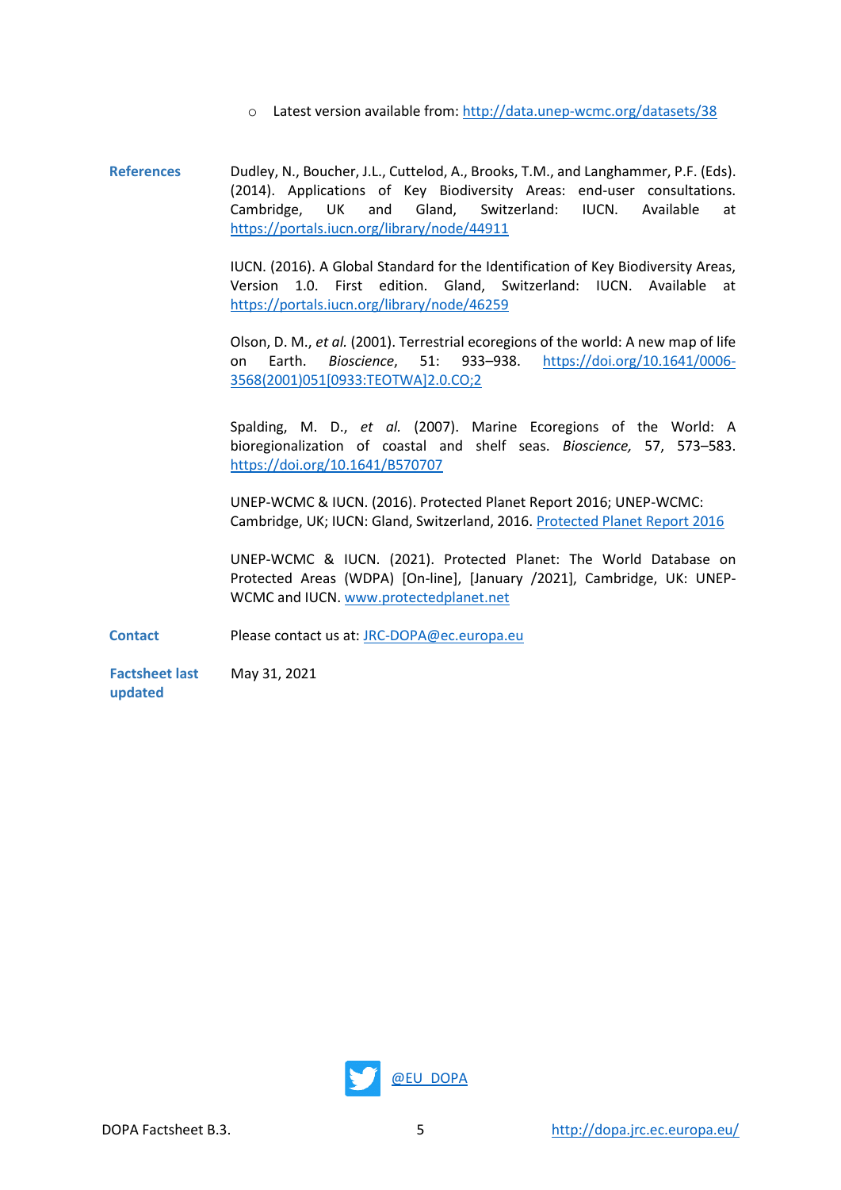- Latest version available from: http://data.unep-wcmc.org/datasets/38

**References**

Dudley, N., Boucher, J.L., Cuttelod, A., Brooks, T.M., and Langhammer, P.F. (Eds). (2014). Applications of Key Biodiversity Areas: end-user consultations. Cambridge, UK and Gland, Switzerland: IUCN. Available at https://portals.iucn.org/library/node/44911

IUCN. (2016). A Global Standard for the Identification of Key Biodiversity Areas, Version 1.0. First edition. Gland, Switzerland: IUCN. Available at https://portals.iucn.org/library/node/46259

Olson, D. M., *et al.* (2001). Terrestrial ecoregions of the world: A new map of life on Earth. *Bioscience*, 51: 933–938. https://doi.org/10.1641/0006-3568(2001)051[0933:TEOTWA]2.0.CO;2

Spalding, M. D., *et al.* (2007). Marine Ecoregions of the World: A bioregionalization of coastal and shelf seas. *Bioscience,* 57, 573–583. https://doi.org/10.1641/B570707

UNEP-WCMC & IUCN. (2016). Protected Planet Report 2016; UNEP-WCMC: Cambridge, UK; IUCN: Gland, Switzerland, 2016. Protected Planet Report 2016

UNEP-WCMC & IUCN. (2021). Protected Planet: The World Database on Protected Areas (WDPA) [On-line], [January /2021], Cambridge, UK: UNEP-WCMC and IUCN. www.protectedplanet.net

**Contact**

Please contact us at: JRC-DOPA@ec.europa.eu

**Factsheet last updated**

May 31, 2021

@EU_DOPA